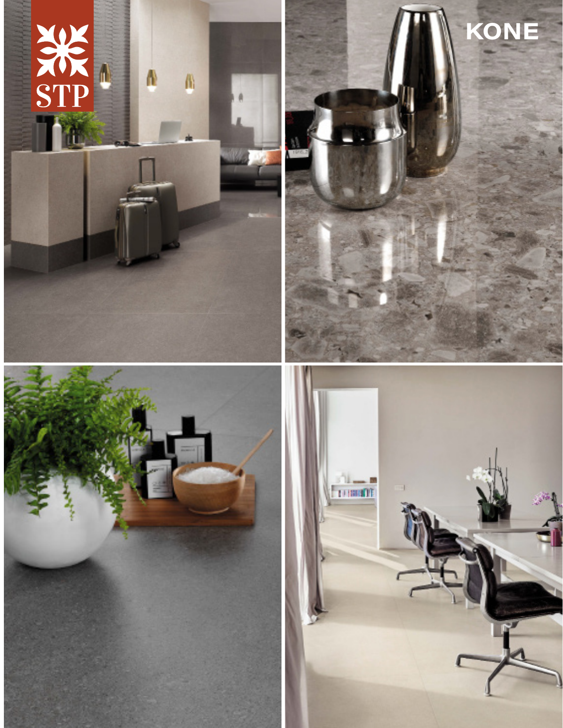STP

KONE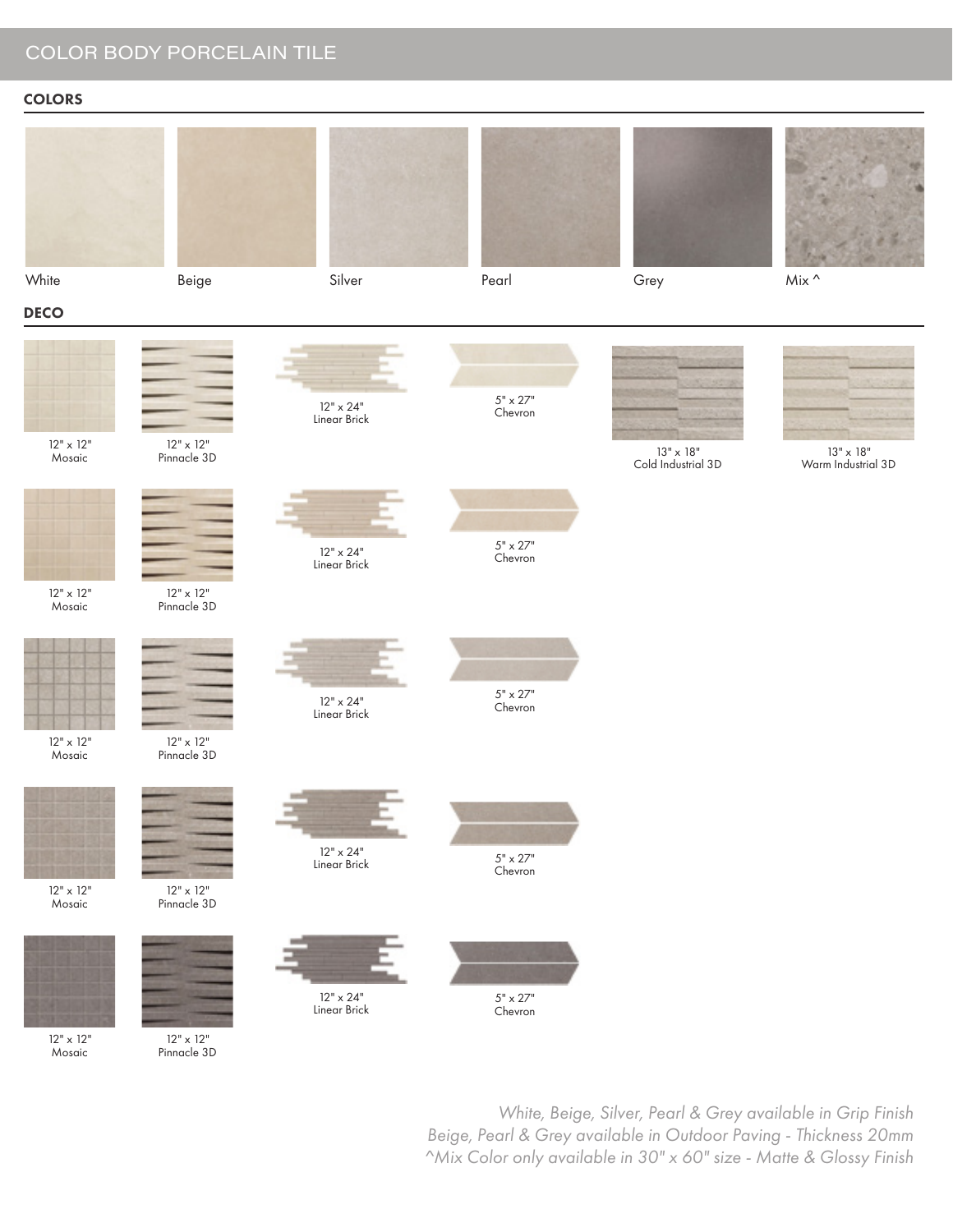# COLOR BODY PORCELAIN TILE

## COLORS

White

Beige

Silver

Pearl

Grey

Mix ^

## DECO

12" x 12"
Mosaic

12" x 12"
Pinnacle 3D

12" x 24"
Linear Brick

5" x 27"
Chevron

13" x 18"
Cold Industrial 3D

13" x 18"
Warm Industrial 3D

12" x 12"
Mosaic

12" x 12"
Pinnacle 3D

12" x 24"
Linear Brick

5" x 27"
Chevron

12" x 12"
Mosaic

12" x 12"
Pinnacle 3D

12" x 24"
Linear Brick

5" x 27"
Chevron

12" x 12"
Mosaic

12" x 12"
Pinnacle 3D

12" x 24"
Linear Brick

5" x 27"
Chevron

12" x 12"
Mosaic

12" x 12"
Pinnacle 3D

12" x 24"
Linear Brick

5" x 27"
Chevron

*White, Beige, Silver, Pearl & Grey available in Grip Finish*
*Beige, Pearl & Grey available in Outdoor Paving - Thickness 20mm*
*^Mix Color only available in 30" x 60" size - Matte & Glossy Finish*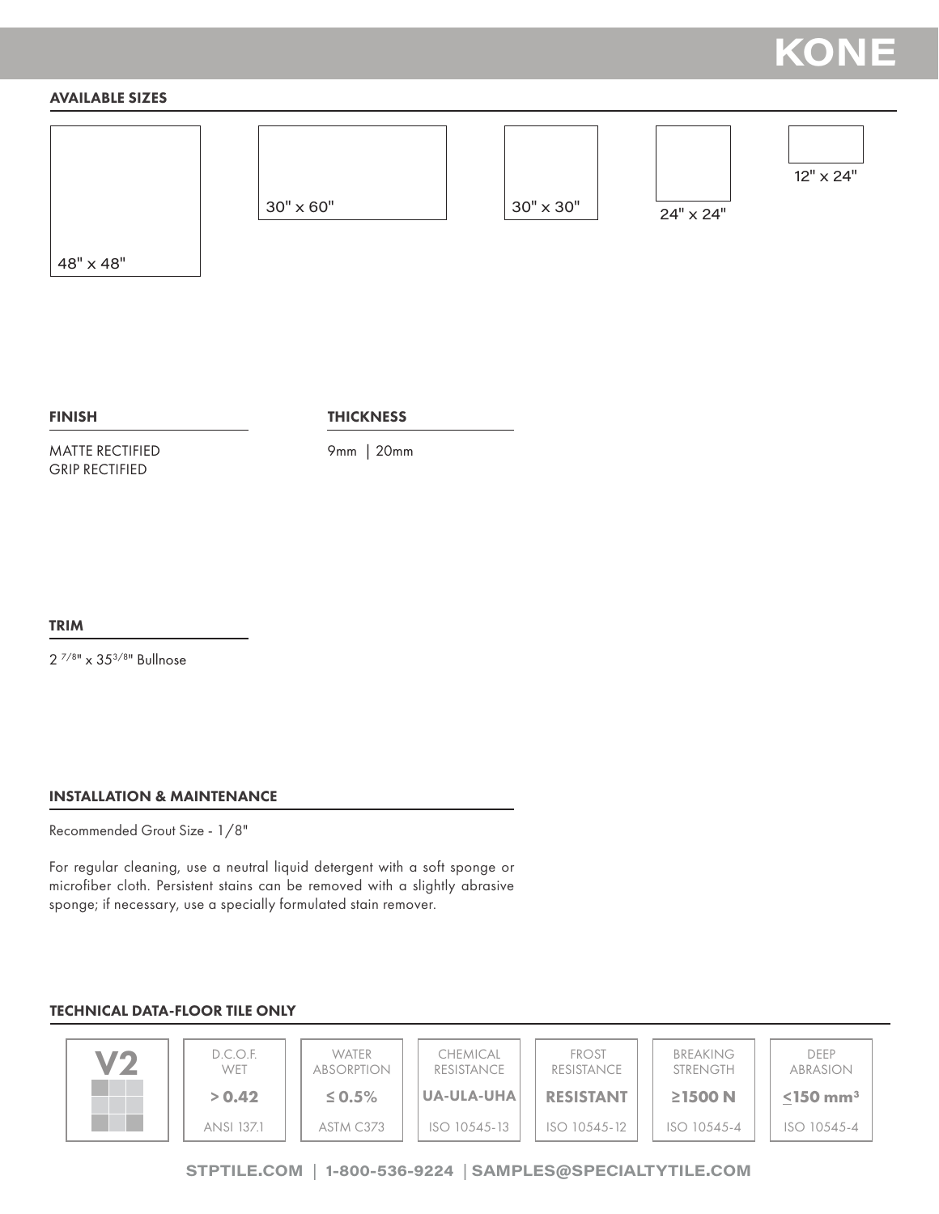# KONE

## AVAILABLE SIZES

48" x 48"

30" x 60"

30" x 30"

24" x 24"

12" x 24"

## FINISH

MATTE RECTIFIED
GRIP RECTIFIED

## THICKNESS

9mm | 20mm

## TRIM

2 7/8" x 35 3/8" Bullnose

## INSTALLATION & MAINTENANCE

Recommended Grout Size - 1/8"

For regular cleaning, use a neutral liquid detergent with a soft sponge or microfiber cloth. Persistent stains can be removed with a slightly abrasive sponge; if necessary, use a specially formulated stain remover.

## TECHNICAL DATA-FLOOR TILE ONLY

| V2 | D.C.O.F. WET | WATER ABSORPTION | CHEMICAL RESISTANCE | FROST RESISTANCE | BREAKING STRENGTH | DEEP ABRASION |
|---|---|---|---|---|---|---|
| | **> 0.42** | **≤ 0.5%** | **UA-ULA-UHA** | **RESISTANT** | **≥1500 N** | **≤150 mm³** |
| | ANSI 137.1 | ASTM C373 | ISO 10545-13 | ISO 10545-12 | ISO 10545-4 | ISO 10545-4 |

STPTILE.COM | 1-800-536-9224 | SAMPLES@SPECIALTYTILE.COM